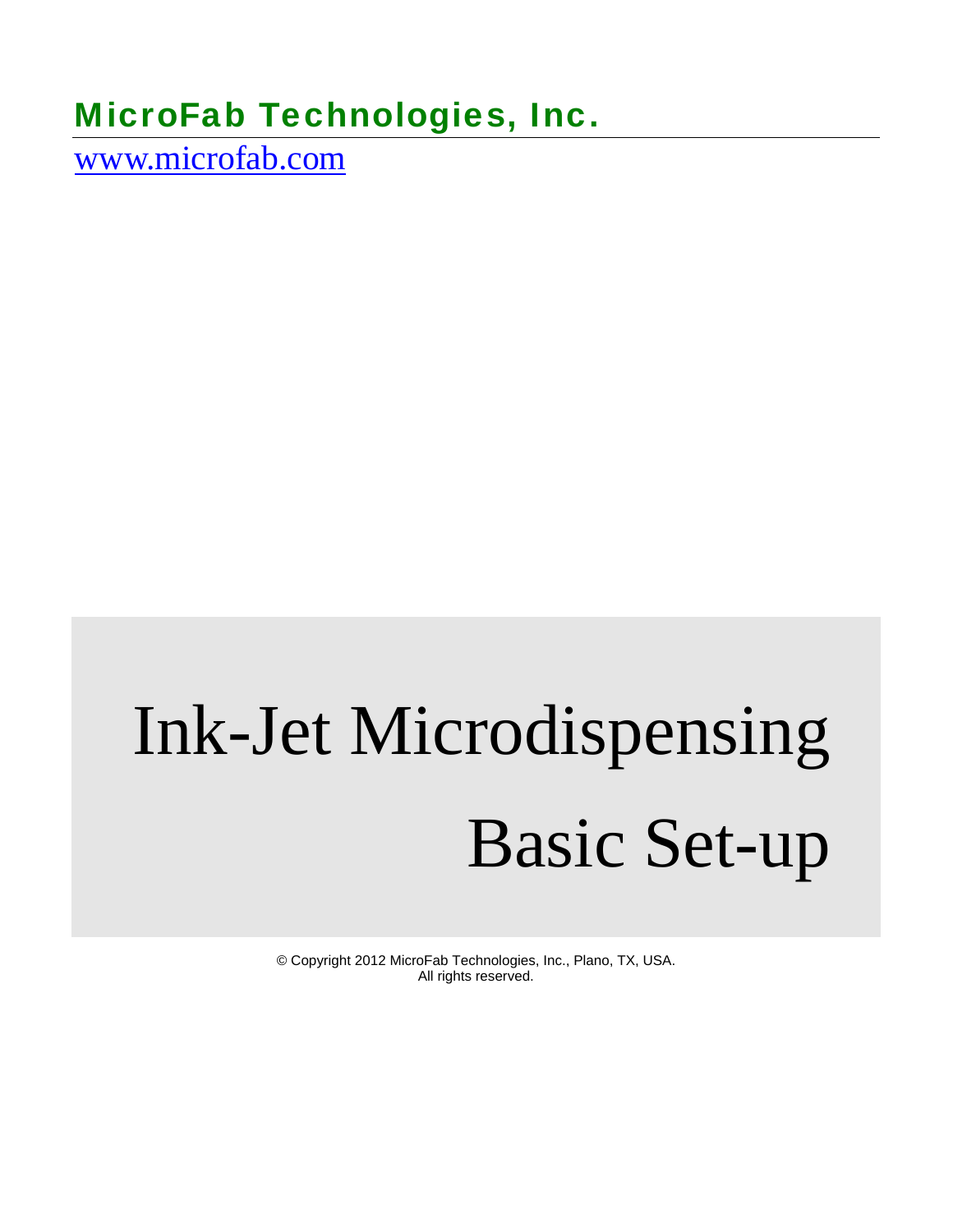**MicroFab Technologies, Inc.**

www.microfab.com

# Ink-Jet Microdispensing

# Basic Set-up

© Copyright 2012 MicroFab Technologies, Inc., Plano, TX, USA.
All rights reserved.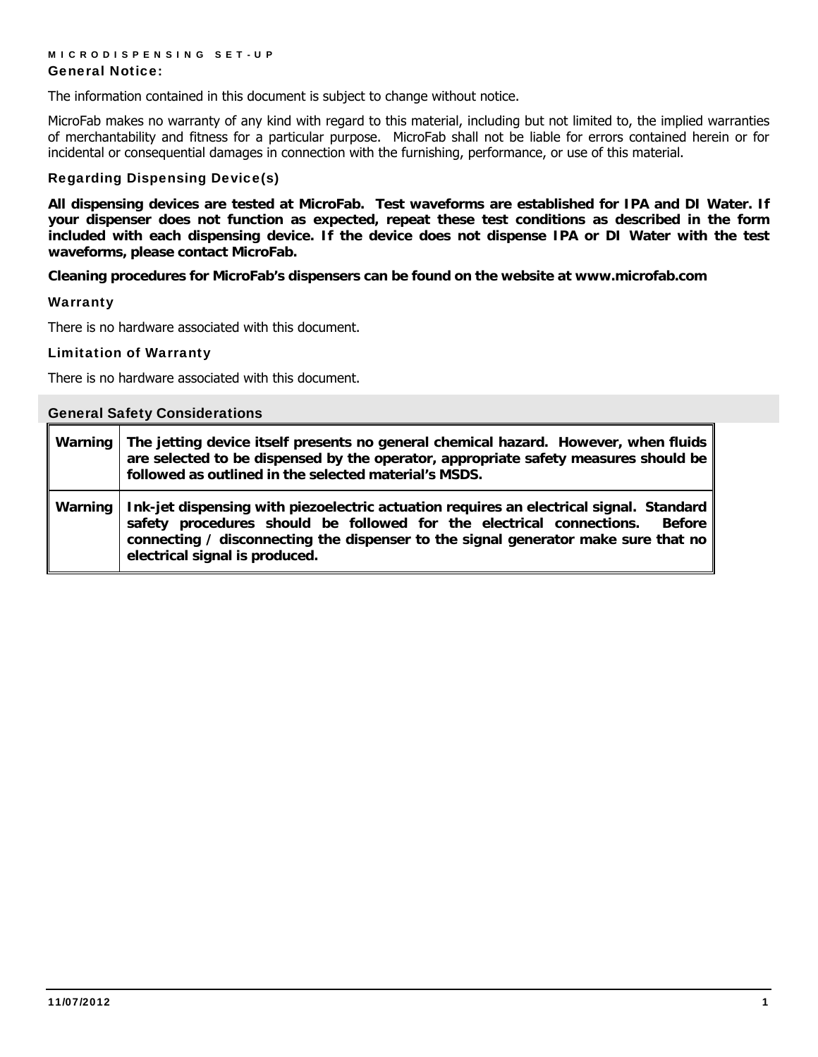## General Notice:

The information contained in this document is subject to change without notice.

MicroFab makes no warranty of any kind with regard to this material, including but not limited to, the implied warranties of merchantability and fitness for a particular purpose. MicroFab shall not be liable for errors contained herein or for incidental or consequential damages in connection with the furnishing, performance, or use of this material.

### Regarding Dispensing Device(s)

**All dispensing devices are tested at MicroFab. Test waveforms are established for IPA and DI Water. If your dispenser does not function as expected, repeat these test conditions as described in the form included with each dispensing device. If the device does not dispense IPA or DI Water with the test waveforms, please contact MicroFab.**

**Cleaning procedures for MicroFab's dispensers can be found on the website at www.microfab.com**

### Warranty

There is no hardware associated with this document.

### Limitation of Warranty

There is no hardware associated with this document.

## General Safety Considerations

| | |
|---|---|
| Warning | **The jetting device itself presents no general chemical hazard. However, when fluids are selected to be dispensed by the operator, appropriate safety measures should be followed as outlined in the selected material's MSDS.** |
| Warning | **Ink-jet dispensing with piezoelectric actuation requires an electrical signal. Standard safety procedures should be followed for the electrical connections. Before connecting / disconnecting the dispenser to the signal generator make sure that no electrical signal is produced.** |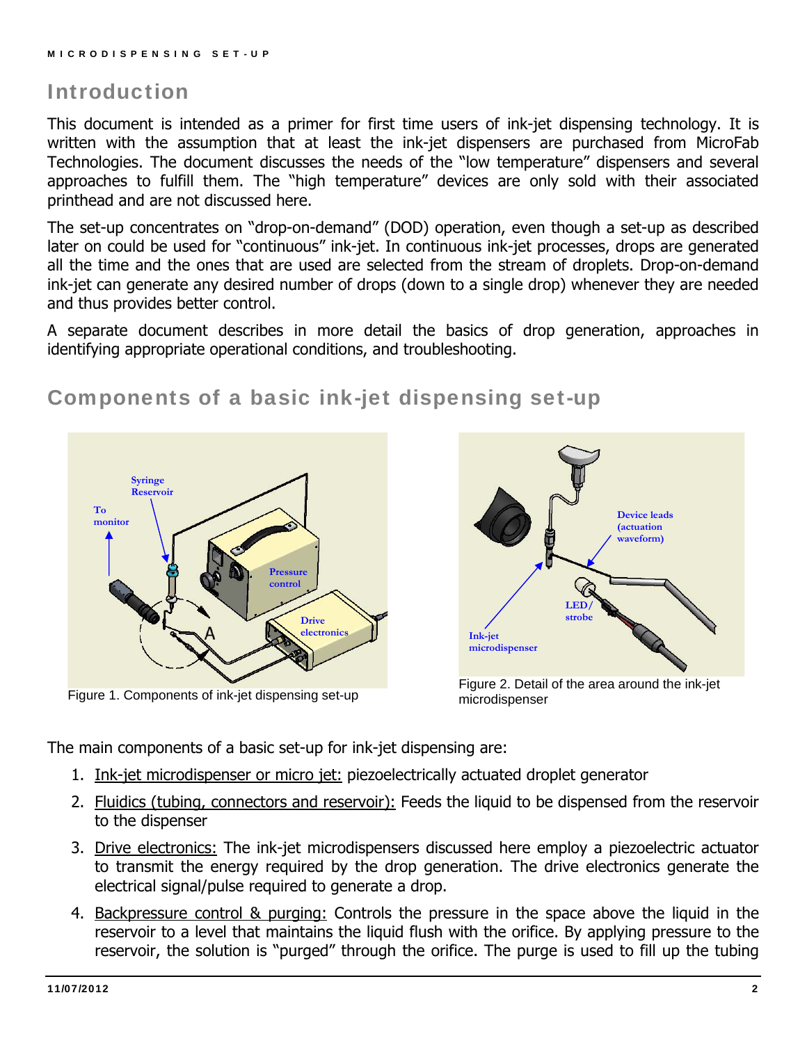## Introduction

This document is intended as a primer for first time users of ink-jet dispensing technology. It is written with the assumption that at least the ink-jet dispensers are purchased from MicroFab Technologies. The document discusses the needs of the "low temperature" dispensers and several approaches to fulfill them. The "high temperature" devices are only sold with their associated printhead and are not discussed here.

The set-up concentrates on "drop-on-demand" (DOD) operation, even though a set-up as described later on could be used for "continuous" ink-jet. In continuous ink-jet processes, drops are generated all the time and the ones that are used are selected from the stream of droplets. Drop-on-demand ink-jet can generate any desired number of drops (down to a single drop) whenever they are needed and thus provides better control.

A separate document describes in more detail the basics of drop generation, approaches in identifying appropriate operational conditions, and troubleshooting.

## Components of a basic ink-jet dispensing set-up

Figure 1. Components of ink-jet dispensing set-up

Figure 2. Detail of the area around the ink-jet microdispenser

The main components of a basic set-up for ink-jet dispensing are:

1. Ink-jet microdispenser or micro jet: piezoelectrically actuated droplet generator
2. Fluidics (tubing, connectors and reservoir): Feeds the liquid to be dispensed from the reservoir to the dispenser
3. Drive electronics: The ink-jet microdispensers discussed here employ a piezoelectric actuator to transmit the energy required by the drop generation. The drive electronics generate the electrical signal/pulse required to generate a drop.
4. Backpressure control & purging: Controls the pressure in the space above the liquid in the reservoir to a level that maintains the liquid flush with the orifice. By applying pressure to the reservoir, the solution is "purged" through the orifice. The purge is used to fill up the tubing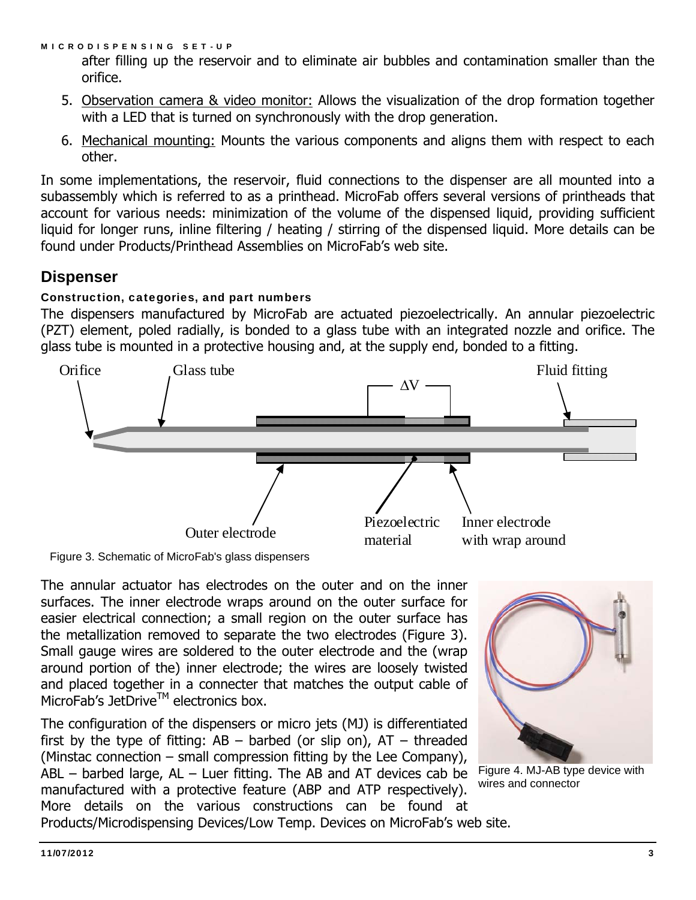after filling up the reservoir and to eliminate air bubbles and contamination smaller than the orifice.

5. Observation camera & video monitor: Allows the visualization of the drop formation together with a LED that is turned on synchronously with the drop generation.
6. Mechanical mounting: Mounts the various components and aligns them with respect to each other.

In some implementations, the reservoir, fluid connections to the dispenser are all mounted into a subassembly which is referred to as a printhead. MicroFab offers several versions of printheads that account for various needs: minimization of the volume of the dispensed liquid, providing sufficient liquid for longer runs, inline filtering / heating / stirring of the dispensed liquid. More details can be found under Products/Printhead Assemblies on MicroFab's web site.

## Dispenser

### Construction, categories, and part numbers

The dispensers manufactured by MicroFab are actuated piezoelectrically. An annular piezoelectric (PZT) element, poled radially, is bonded to a glass tube with an integrated nozzle and orifice. The glass tube is mounted in a protective housing and, at the supply end, bonded to a fitting.

Figure 3. Schematic of MicroFab's glass dispensers

The annular actuator has electrodes on the outer and on the inner surfaces. The inner electrode wraps around on the outer surface for easier electrical connection; a small region on the outer surface has the metallization removed to separate the two electrodes (Figure 3). Small gauge wires are soldered to the outer electrode and the (wrap around portion of the) inner electrode; the wires are loosely twisted and placed together in a connecter that matches the output cable of MicroFab's JetDrive™ electronics box.

Figure 4. MJ-AB type device with wires and connector

The configuration of the dispensers or micro jets (MJ) is differentiated first by the type of fitting: AB – barbed (or slip on), AT – threaded (Minstac connection – small compression fitting by the Lee Company), ABL – barbed large, AL – Luer fitting. The AB and AT devices cab be manufactured with a protective feature (ABP and ATP respectively). More details on the various constructions can be found at Products/Microdispensing Devices/Low Temp. Devices on MicroFab's web site.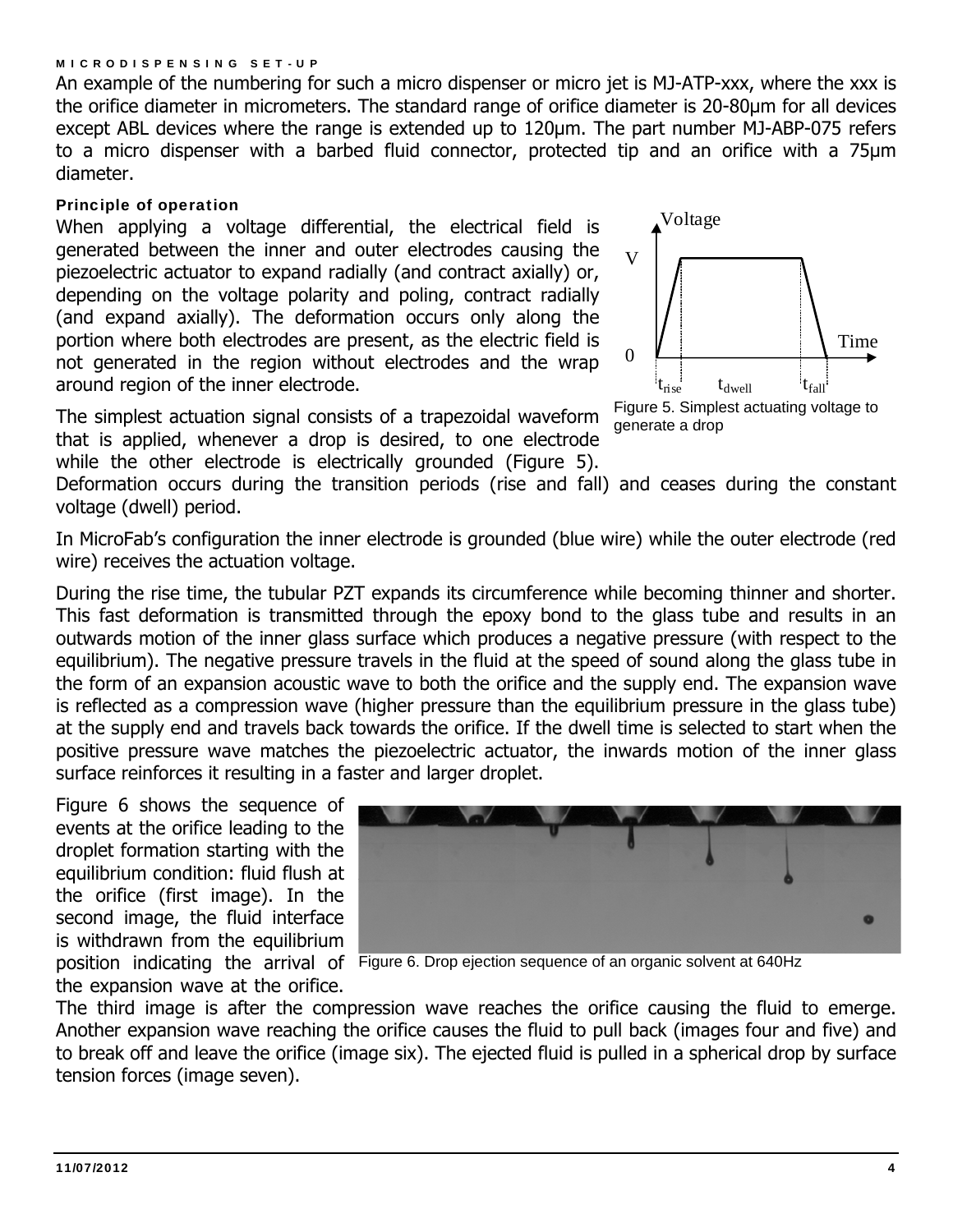## MICRODISPENSING SET-UP

An example of the numbering for such a micro dispenser or micro jet is MJ-ATP-xxx, where the xxx is the orifice diameter in micrometers. The standard range of orifice diameter is 20-80µm for all devices except ABL devices where the range is extended up to 120µm. The part number MJ-ABP-075 refers to a micro dispenser with a barbed fluid connector, protected tip and an orifice with a 75µm diameter.

### Principle of operation

When applying a voltage differential, the electrical field is generated between the inner and outer electrodes causing the piezoelectric actuator to expand radially (and contract axially) or, depending on the voltage polarity and poling, contract radially (and expand axially). The deformation occurs only along the portion where both electrodes are present, as the electric field is not generated in the region without electrodes and the wrap around region of the inner electrode.

The simplest actuation signal consists of a trapezoidal waveform that is applied, whenever a drop is desired, to one electrode while the other electrode is electrically grounded (Figure 5). Deformation occurs during the transition periods (rise and fall) and ceases during the constant voltage (dwell) period.

Figure 5. Simplest actuating voltage to generate a drop

In MicroFab's configuration the inner electrode is grounded (blue wire) while the outer electrode (red wire) receives the actuation voltage.

During the rise time, the tubular PZT expands its circumference while becoming thinner and shorter. This fast deformation is transmitted through the epoxy bond to the glass tube and results in an outwards motion of the inner glass surface which produces a negative pressure (with respect to the equilibrium). The negative pressure travels in the fluid at the speed of sound along the glass tube in the form of an expansion acoustic wave to both the orifice and the supply end. The expansion wave is reflected as a compression wave (higher pressure than the equilibrium pressure in the glass tube) at the supply end and travels back towards the orifice. If the dwell time is selected to start when the positive pressure wave matches the piezoelectric actuator, the inwards motion of the inner glass surface reinforces it resulting in a faster and larger droplet.

Figure 6 shows the sequence of events at the orifice leading to the droplet formation starting with the equilibrium condition: fluid flush at the orifice (first image). In the second image, the fluid interface is withdrawn from the equilibrium position indicating the arrival of the expansion wave at the orifice. The third image is after the compression wave reaches the orifice causing the fluid to emerge. Another expansion wave reaching the orifice causes the fluid to pull back (images four and five) and to break off and leave the orifice (image six). The ejected fluid is pulled in a spherical drop by surface tension forces (image seven).

Figure 6. Drop ejection sequence of an organic solvent at 640Hz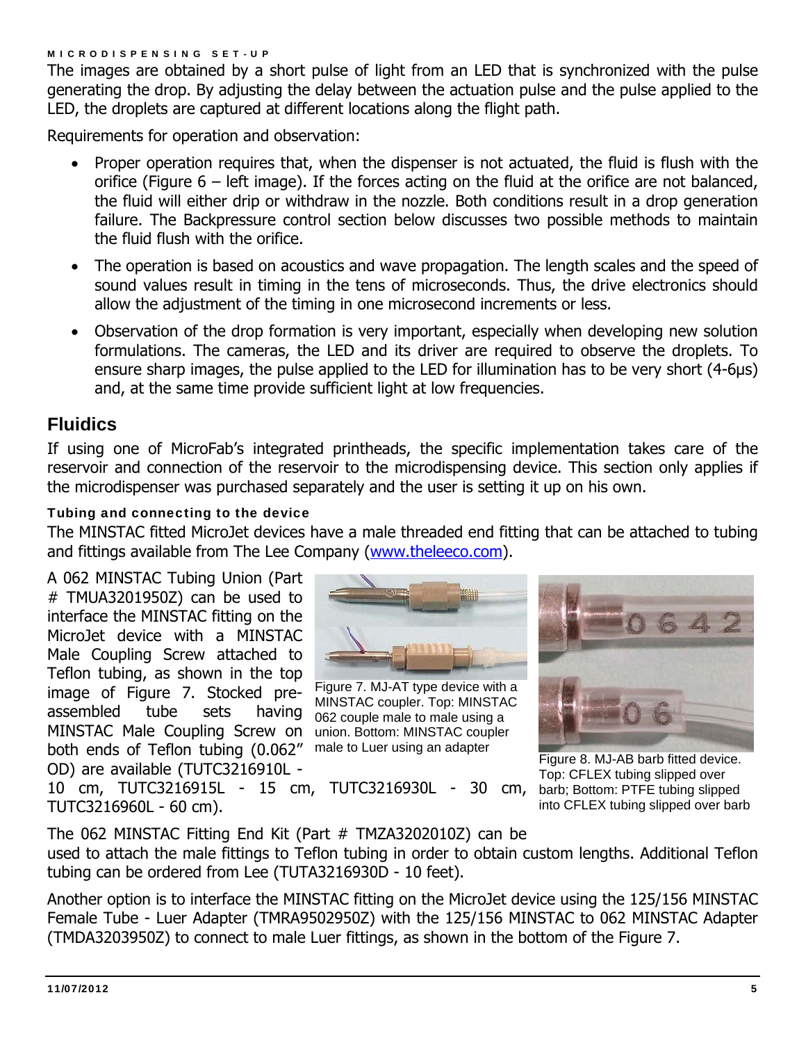The images are obtained by a short pulse of light from an LED that is synchronized with the pulse generating the drop. By adjusting the delay between the actuation pulse and the pulse applied to the LED, the droplets are captured at different locations along the flight path.

Requirements for operation and observation:

- Proper operation requires that, when the dispenser is not actuated, the fluid is flush with the orifice (Figure 6 – left image). If the forces acting on the fluid at the orifice are not balanced, the fluid will either drip or withdraw in the nozzle. Both conditions result in a drop generation failure. The Backpressure control section below discusses two possible methods to maintain the fluid flush with the orifice.
- The operation is based on acoustics and wave propagation. The length scales and the speed of sound values result in timing in the tens of microseconds. Thus, the drive electronics should allow the adjustment of the timing in one microsecond increments or less.
- Observation of the drop formation is very important, especially when developing new solution formulations. The cameras, the LED and its driver are required to observe the droplets. To ensure sharp images, the pulse applied to the LED for illumination has to be very short (4-6µs) and, at the same time provide sufficient light at low frequencies.

## Fluidics

If using one of MicroFab's integrated printheads, the specific implementation takes care of the reservoir and connection of the reservoir to the microdispensing device. This section only applies if the microdispenser was purchased separately and the user is setting it up on his own.

### Tubing and connecting to the device

The MINSTAC fitted MicroJet devices have a male threaded end fitting that can be attached to tubing and fittings available from The Lee Company (www.theleeco.com).

A 062 MINSTAC Tubing Union (Part # TMUA3201950Z) can be used to interface the MINSTAC fitting on the MicroJet device with a MINSTAC Male Coupling Screw attached to Teflon tubing, as shown in the top image of Figure 7. Stocked pre-assembled tube sets having MINSTAC Male Coupling Screw on both ends of Teflon tubing (0.062" OD) are available (TUTC3216910L - 10 cm, TUTC3216915L - 15 cm, TUTC3216930L - 30 cm, TUTC3216960L - 60 cm).

Figure 7. MJ-AT type device with a MINSTAC coupler. Top: MINSTAC 062 couple male to male using a union. Bottom: MINSTAC coupler male to Luer using an adapter

Figure 8. MJ-AB barb fitted device. Top: CFLEX tubing slipped over barb; Bottom: PTFE tubing slipped into CFLEX tubing slipped over barb

The 062 MINSTAC Fitting End Kit (Part # TMZA3202010Z) can be used to attach the male fittings to Teflon tubing in order to obtain custom lengths. Additional Teflon tubing can be ordered from Lee (TUTA3216930D - 10 feet).

Another option is to interface the MINSTAC fitting on the MicroJet device using the 125/156 MINSTAC Female Tube - Luer Adapter (TMRA9502950Z) with the 125/156 MINSTAC to 062 MINSTAC Adapter (TMDA3203950Z) to connect to male Luer fittings, as shown in the bottom of the Figure 7.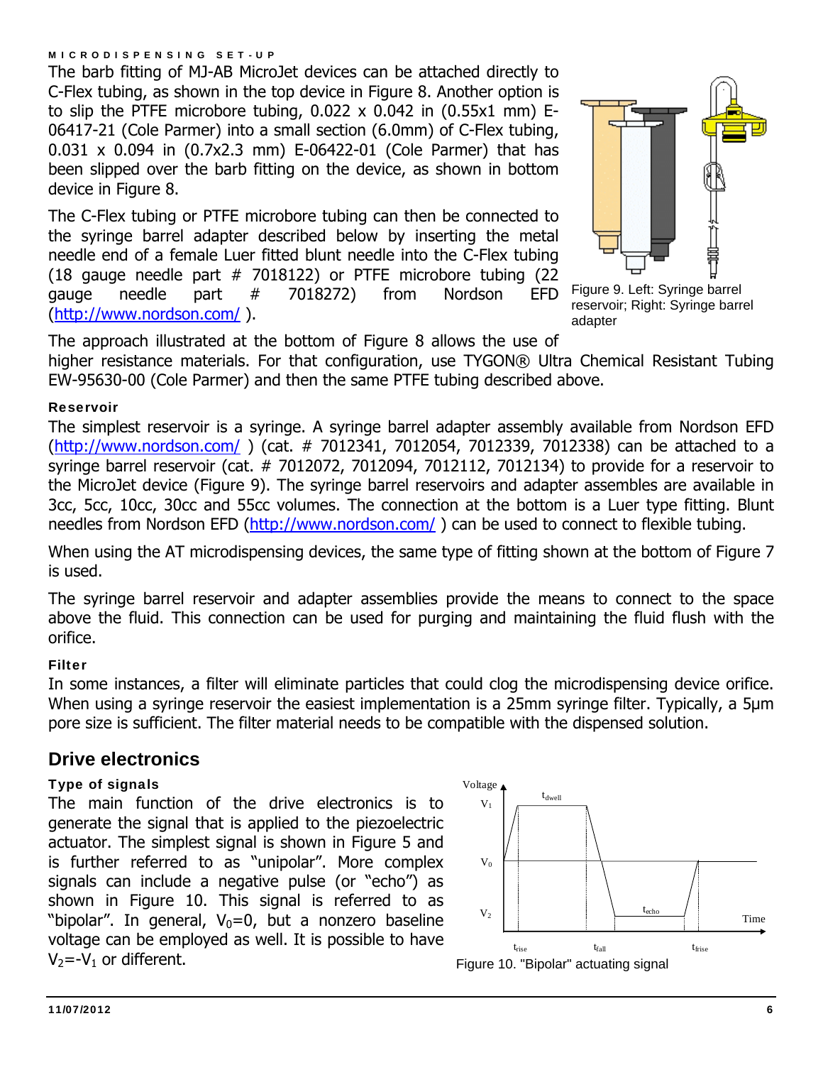#### MICRODISPENSING SET-UP

The barb fitting of MJ-AB MicroJet devices can be attached directly to C-Flex tubing, as shown in the top device in Figure 8. Another option is to slip the PTFE microbore tubing, 0.022 x 0.042 in (0.55x1 mm) E-06417-21 (Cole Parmer) into a small section (6.0mm) of C-Flex tubing, 0.031 x 0.094 in (0.7x2.3 mm) E-06422-01 (Cole Parmer) that has been slipped over the barb fitting on the device, as shown in bottom device in Figure 8.

The C-Flex tubing or PTFE microbore tubing can then be connected to the syringe barrel adapter described below by inserting the metal needle end of a female Luer fitted blunt needle into the C-Flex tubing (18 gauge needle part # 7018122) or PTFE microbore tubing (22 gauge needle part # 7018272) from Nordson EFD (http://www.nordson.com/ ).

Figure 9. Left: Syringe barrel reservoir; Right: Syringe barrel adapter

The approach illustrated at the bottom of Figure 8 allows the use of higher resistance materials. For that configuration, use TYGON® Ultra Chemical Resistant Tubing EW-95630-00 (Cole Parmer) and then the same PTFE tubing described above.

#### Reservoir

The simplest reservoir is a syringe. A syringe barrel adapter assembly available from Nordson EFD (http://www.nordson.com/ ) (cat. # 7012341, 7012054, 7012339, 7012338) can be attached to a syringe barrel reservoir (cat. # 7012072, 7012094, 7012112, 7012134) to provide for a reservoir to the MicroJet device (Figure 9). The syringe barrel reservoirs and adapter assembles are available in 3cc, 5cc, 10cc, 30cc and 55cc volumes. The connection at the bottom is a Luer type fitting. Blunt needles from Nordson EFD (http://www.nordson.com/ ) can be used to connect to flexible tubing.

When using the AT microdispensing devices, the same type of fitting shown at the bottom of Figure 7 is used.

The syringe barrel reservoir and adapter assemblies provide the means to connect to the space above the fluid. This connection can be used for purging and maintaining the fluid flush with the orifice.

#### Filter

In some instances, a filter will eliminate particles that could clog the microdispensing device orifice. When using a syringe reservoir the easiest implementation is a 25mm syringe filter. Typically, a 5µm pore size is sufficient. The filter material needs to be compatible with the dispensed solution.

## Drive electronics

#### Type of signals

The main function of the drive electronics is to generate the signal that is applied to the piezoelectric actuator. The simplest signal is shown in Figure 5 and is further referred to as "unipolar". More complex signals can include a negative pulse (or "echo") as shown in Figure 10. This signal is referred to as "bipolar". In general, $V_0$=0, but a nonzero baseline voltage can be employed as well. It is possible to have $V_2$=-$V_1$ or different.

Figure 10. "Bipolar" actuating signal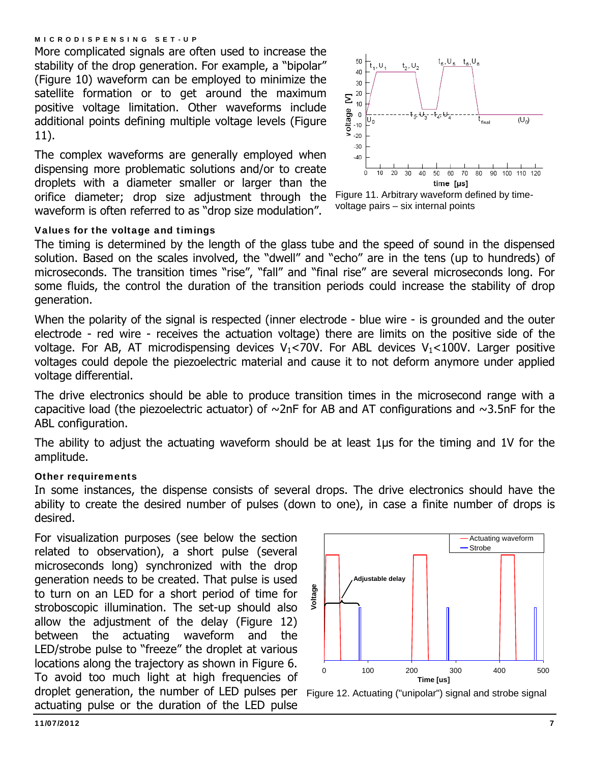More complicated signals are often used to increase the stability of the drop generation. For example, a "bipolar" (Figure 10) waveform can be employed to minimize the satellite formation or to get around the maximum positive voltage limitation. Other waveforms include additional points defining multiple voltage levels (Figure 11).

The complex waveforms are generally employed when dispensing more problematic solutions and/or to create droplets with a diameter smaller or larger than the orifice diameter; drop size adjustment through the waveform is often referred to as "drop size modulation".

Figure 11. Arbitrary waveform defined by time-voltage pairs – six internal points

### Values for the voltage and timings

The timing is determined by the length of the glass tube and the speed of sound in the dispensed solution. Based on the scales involved, the "dwell" and "echo" are in the tens (up to hundreds) of microseconds. The transition times "rise", "fall" and "final rise" are several microseconds long. For some fluids, the control the duration of the transition periods could increase the stability of drop generation.

When the polarity of the signal is respected (inner electrode - blue wire - is grounded and the outer electrode - red wire - receives the actuation voltage) there are limits on the positive side of the voltage. For AB, AT microdispensing devices $V_1$<70V. For ABL devices $V_1$<100V. Larger positive voltages could depole the piezoelectric material and cause it to not deform anymore under applied voltage differential.

The drive electronics should be able to produce transition times in the microsecond range with a capacitive load (the piezoelectric actuator) of ~2nF for AB and AT configurations and ~3.5nF for the ABL configuration.

The ability to adjust the actuating waveform should be at least 1μs for the timing and 1V for the amplitude.

### Other requirements

In some instances, the dispense consists of several drops. The drive electronics should have the ability to create the desired number of pulses (down to one), in case a finite number of drops is desired.

For visualization purposes (see below the section related to observation), a short pulse (several microseconds long) synchronized with the drop generation needs to be created. That pulse is used to turn on an LED for a short period of time for stroboscopic illumination. The set-up should also allow the adjustment of the delay (Figure 12) between the actuating waveform and the LED/strobe pulse to "freeze" the droplet at various locations along the trajectory as shown in Figure 6. To avoid too much light at high frequencies of droplet generation, the number of LED pulses per actuating pulse or the duration of the LED pulse

Figure 12. Actuating ("unipolar") signal and strobe signal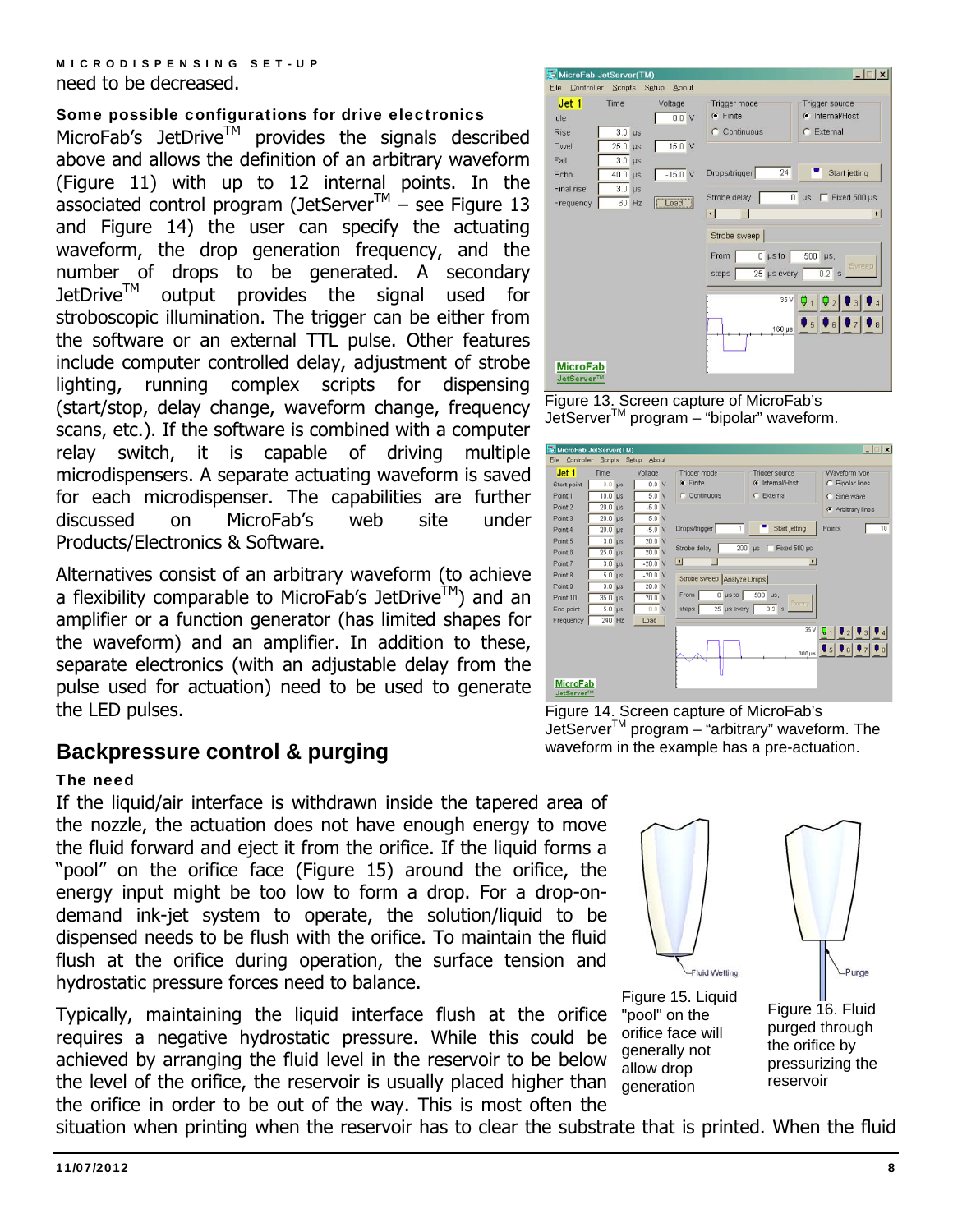need to be decreased.

### Some possible configurations for drive electronics

MicroFab's JetDrive™ provides the signals described above and allows the definition of an arbitrary waveform (Figure 11) with up to 12 internal points. In the associated control program (JetServer™ – see Figure 13 and Figure 14) the user can specify the actuating waveform, the drop generation frequency, and the number of drops to be generated. A secondary JetDrive™ output provides the signal used for stroboscopic illumination. The trigger can be either from the software or an external TTL pulse. Other features include computer controlled delay, adjustment of strobe lighting, running complex scripts for dispensing (start/stop, delay change, waveform change, frequency scans, etc.). If the software is combined with a computer relay switch, it is capable of driving multiple microdispensers. A separate actuating waveform is saved for each microdispenser. The capabilities are further discussed on MicroFab's web site under Products/Electronics & Software.

Alternatives consist of an arbitrary waveform (to achieve a flexibility comparable to MicroFab's JetDrive™) and an amplifier or a function generator (has limited shapes for the waveform) and an amplifier. In addition to these, separate electronics (with an adjustable delay from the pulse used for actuation) need to be used to generate the LED pulses.

Figure 13. Screen capture of MicroFab's JetServer™ program – "bipolar" waveform.

Figure 14. Screen capture of MicroFab's JetServer™ program – "arbitrary" waveform. The waveform in the example has a pre-actuation.

## Backpressure control & purging

### The need

If the liquid/air interface is withdrawn inside the tapered area of the nozzle, the actuation does not have enough energy to move the fluid forward and eject it from the orifice. If the liquid forms a "pool" on the orifice face (Figure 15) around the orifice, the energy input might be too low to form a drop. For a drop-on-demand ink-jet system to operate, the solution/liquid to be dispensed needs to be flush with the orifice. To maintain the fluid flush at the orifice during operation, the surface tension and hydrostatic pressure forces need to balance.

Typically, maintaining the liquid interface flush at the orifice requires a negative hydrostatic pressure. While this could be achieved by arranging the fluid level in the reservoir to be below the level of the orifice, the reservoir is usually placed higher than the orifice in order to be out of the way. This is most often the situation when printing when the reservoir has to clear the substrate that is printed. When the fluid

Figure 15. Liquid "pool" on the orifice face will generally not allow drop generation

Figure 16. Fluid purged through the orifice by pressurizing the reservoir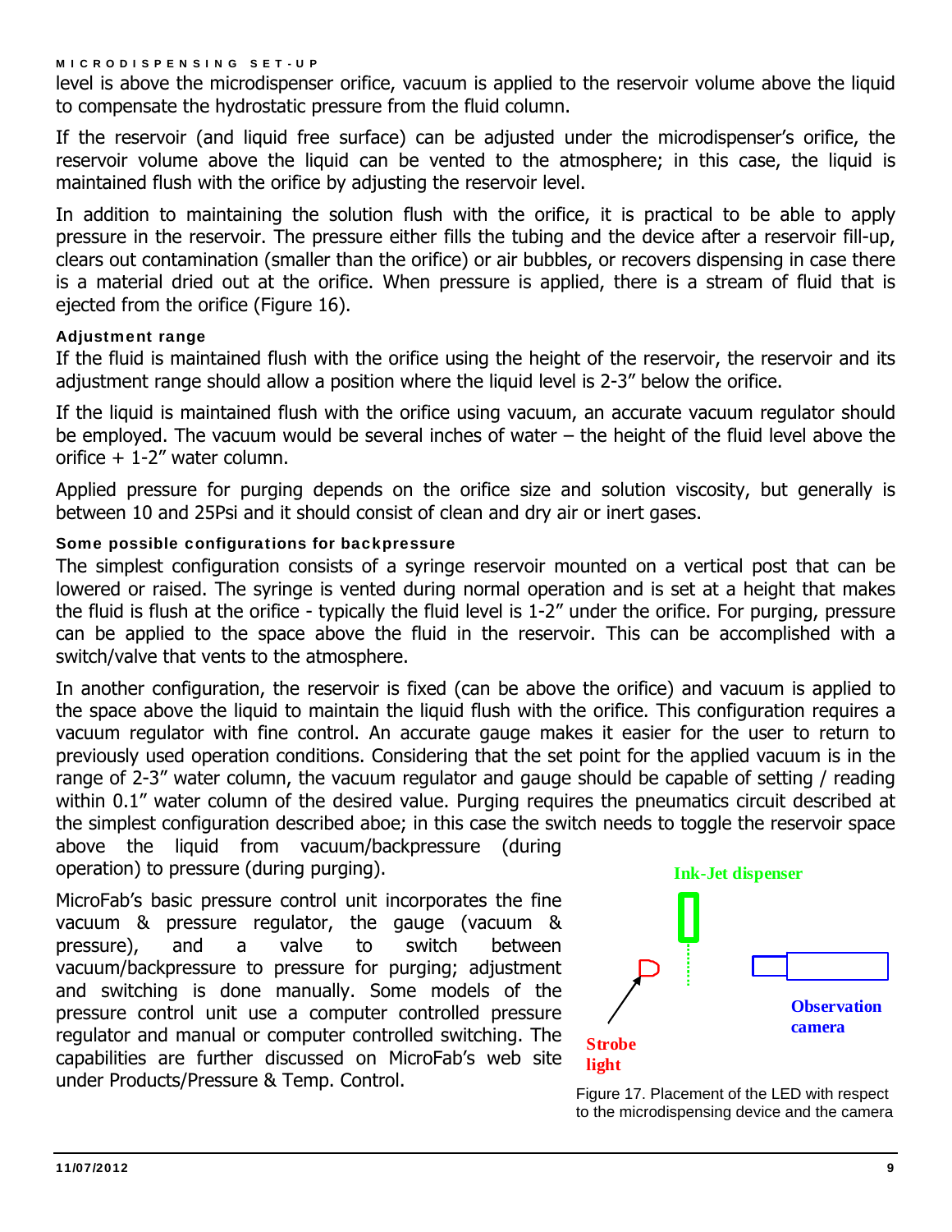level is above the microdispenser orifice, vacuum is applied to the reservoir volume above the liquid to compensate the hydrostatic pressure from the fluid column.

If the reservoir (and liquid free surface) can be adjusted under the microdispenser's orifice, the reservoir volume above the liquid can be vented to the atmosphere; in this case, the liquid is maintained flush with the orifice by adjusting the reservoir level.

In addition to maintaining the solution flush with the orifice, it is practical to be able to apply pressure in the reservoir. The pressure either fills the tubing and the device after a reservoir fill-up, clears out contamination (smaller than the orifice) or air bubbles, or recovers dispensing in case there is a material dried out at the orifice. When pressure is applied, there is a stream of fluid that is ejected from the orifice (Figure 16).

#### Adjustment range

If the fluid is maintained flush with the orifice using the height of the reservoir, the reservoir and its adjustment range should allow a position where the liquid level is 2-3" below the orifice.

If the liquid is maintained flush with the orifice using vacuum, an accurate vacuum regulator should be employed. The vacuum would be several inches of water – the height of the fluid level above the orifice + 1-2" water column.

Applied pressure for purging depends on the orifice size and solution viscosity, but generally is between 10 and 25Psi and it should consist of clean and dry air or inert gases.

#### Some possible configurations for backpressure

The simplest configuration consists of a syringe reservoir mounted on a vertical post that can be lowered or raised. The syringe is vented during normal operation and is set at a height that makes the fluid is flush at the orifice - typically the fluid level is 1-2" under the orifice. For purging, pressure can be applied to the space above the fluid in the reservoir. This can be accomplished with a switch/valve that vents to the atmosphere.

In another configuration, the reservoir is fixed (can be above the orifice) and vacuum is applied to the space above the liquid to maintain the liquid flush with the orifice. This configuration requires a vacuum regulator with fine control. An accurate gauge makes it easier for the user to return to previously used operation conditions. Considering that the set point for the applied vacuum is in the range of 2-3" water column, the vacuum regulator and gauge should be capable of setting / reading within 0.1" water column of the desired value. Purging requires the pneumatics circuit described at the simplest configuration described aboe; in this case the switch needs to toggle the reservoir space above the liquid from vacuum/backpressure (during operation) to pressure (during purging).

MicroFab's basic pressure control unit incorporates the fine vacuum & pressure regulator, the gauge (vacuum & pressure), and a valve to switch between vacuum/backpressure to pressure for purging; adjustment and switching is done manually. Some models of the pressure control unit use a computer controlled pressure regulator and manual or computer controlled switching. The capabilities are further discussed on MicroFab's web site under Products/Pressure & Temp. Control.

Ink-Jet dispenser

Strobe light

Observation camera

Figure 17. Placement of the LED with respect to the microdispensing device and the camera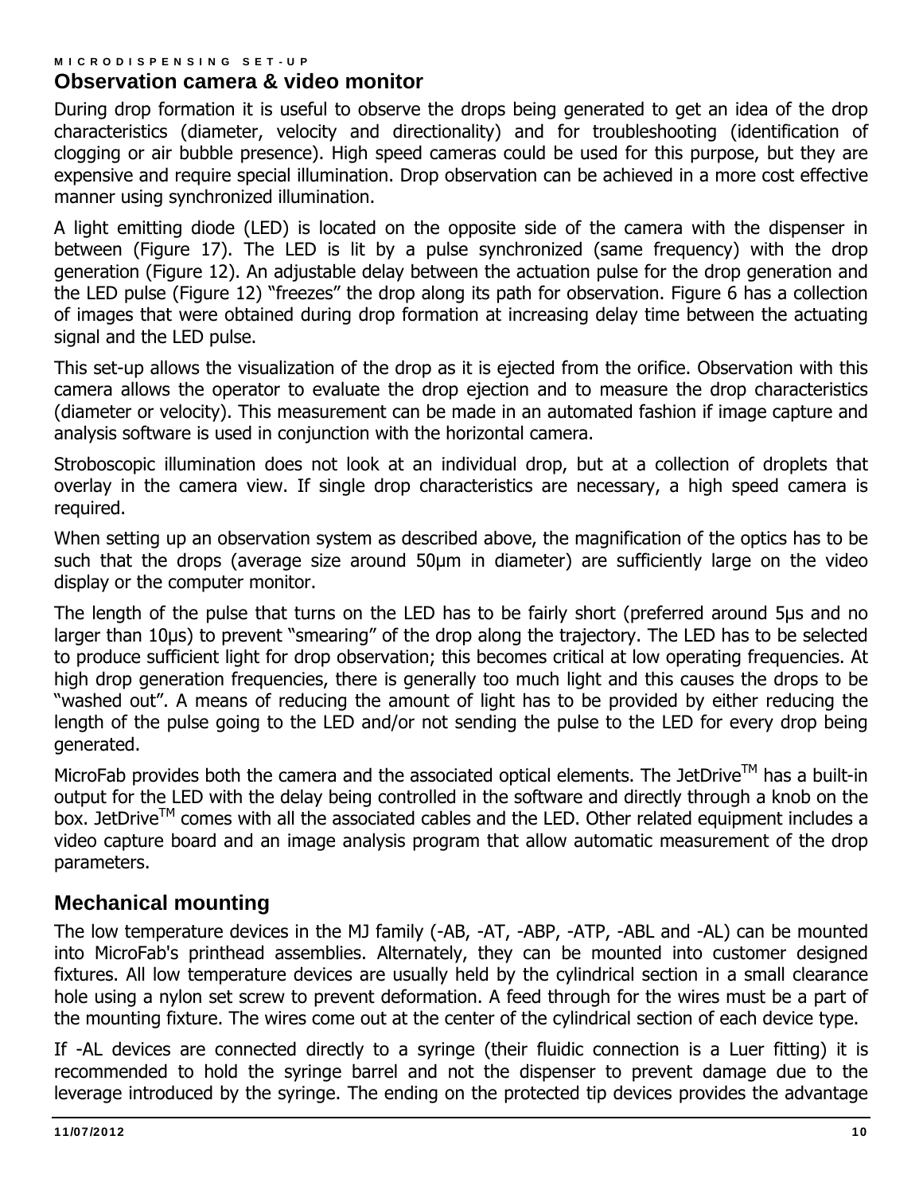## Observation camera & video monitor

During drop formation it is useful to observe the drops being generated to get an idea of the drop characteristics (diameter, velocity and directionality) and for troubleshooting (identification of clogging or air bubble presence). High speed cameras could be used for this purpose, but they are expensive and require special illumination. Drop observation can be achieved in a more cost effective manner using synchronized illumination.

A light emitting diode (LED) is located on the opposite side of the camera with the dispenser in between (Figure 17). The LED is lit by a pulse synchronized (same frequency) with the drop generation (Figure 12). An adjustable delay between the actuation pulse for the drop generation and the LED pulse (Figure 12) "freezes" the drop along its path for observation. Figure 6 has a collection of images that were obtained during drop formation at increasing delay time between the actuating signal and the LED pulse.

This set-up allows the visualization of the drop as it is ejected from the orifice. Observation with this camera allows the operator to evaluate the drop ejection and to measure the drop characteristics (diameter or velocity). This measurement can be made in an automated fashion if image capture and analysis software is used in conjunction with the horizontal camera.

Stroboscopic illumination does not look at an individual drop, but at a collection of droplets that overlay in the camera view. If single drop characteristics are necessary, a high speed camera is required.

When setting up an observation system as described above, the magnification of the optics has to be such that the drops (average size around 50µm in diameter) are sufficiently large on the video display or the computer monitor.

The length of the pulse that turns on the LED has to be fairly short (preferred around 5µs and no larger than 10µs) to prevent "smearing" of the drop along the trajectory. The LED has to be selected to produce sufficient light for drop observation; this becomes critical at low operating frequencies. At high drop generation frequencies, there is generally too much light and this causes the drops to be "washed out". A means of reducing the amount of light has to be provided by either reducing the length of the pulse going to the LED and/or not sending the pulse to the LED for every drop being generated.

MicroFab provides both the camera and the associated optical elements. The JetDrive™ has a built-in output for the LED with the delay being controlled in the software and directly through a knob on the box. JetDrive™ comes with all the associated cables and the LED. Other related equipment includes a video capture board and an image analysis program that allow automatic measurement of the drop parameters.

## Mechanical mounting

The low temperature devices in the MJ family (-AB, -AT, -ABP, -ATP, -ABL and -AL) can be mounted into MicroFab's printhead assemblies. Alternately, they can be mounted into customer designed fixtures. All low temperature devices are usually held by the cylindrical section in a small clearance hole using a nylon set screw to prevent deformation. A feed through for the wires must be a part of the mounting fixture. The wires come out at the center of the cylindrical section of each device type.

If -AL devices are connected directly to a syringe (their fluidic connection is a Luer fitting) it is recommended to hold the syringe barrel and not the dispenser to prevent damage due to the leverage introduced by the syringe. The ending on the protected tip devices provides the advantage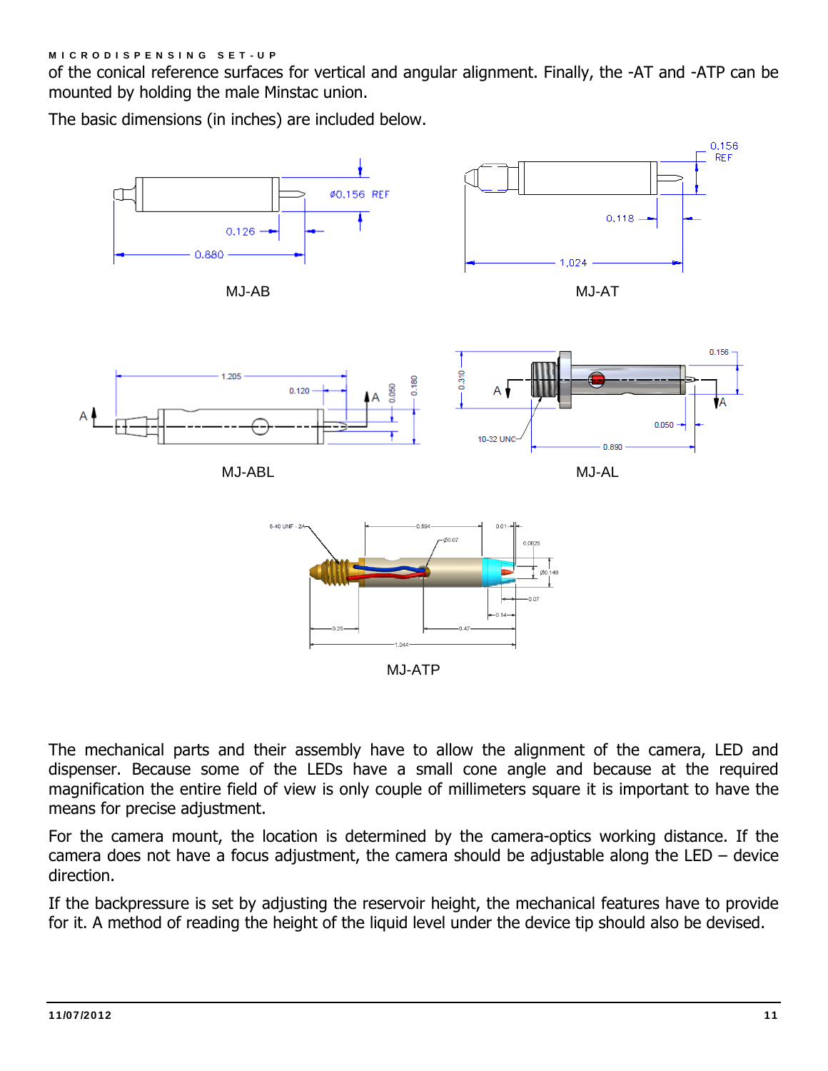of the conical reference surfaces for vertical and angular alignment. Finally, the -AT and -ATP can be mounted by holding the male Minstac union.

The basic dimensions (in inches) are included below.

MJ-AB

MJ-AT

MJ-ABL

MJ-AL

MJ-ATP

The mechanical parts and their assembly have to allow the alignment of the camera, LED and dispenser. Because some of the LEDs have a small cone angle and because at the required magnification the entire field of view is only couple of millimeters square it is important to have the means for precise adjustment.

For the camera mount, the location is determined by the camera-optics working distance. If the camera does not have a focus adjustment, the camera should be adjustable along the LED – device direction.

If the backpressure is set by adjusting the reservoir height, the mechanical features have to provide for it. A method of reading the height of the liquid level under the device tip should also be devised.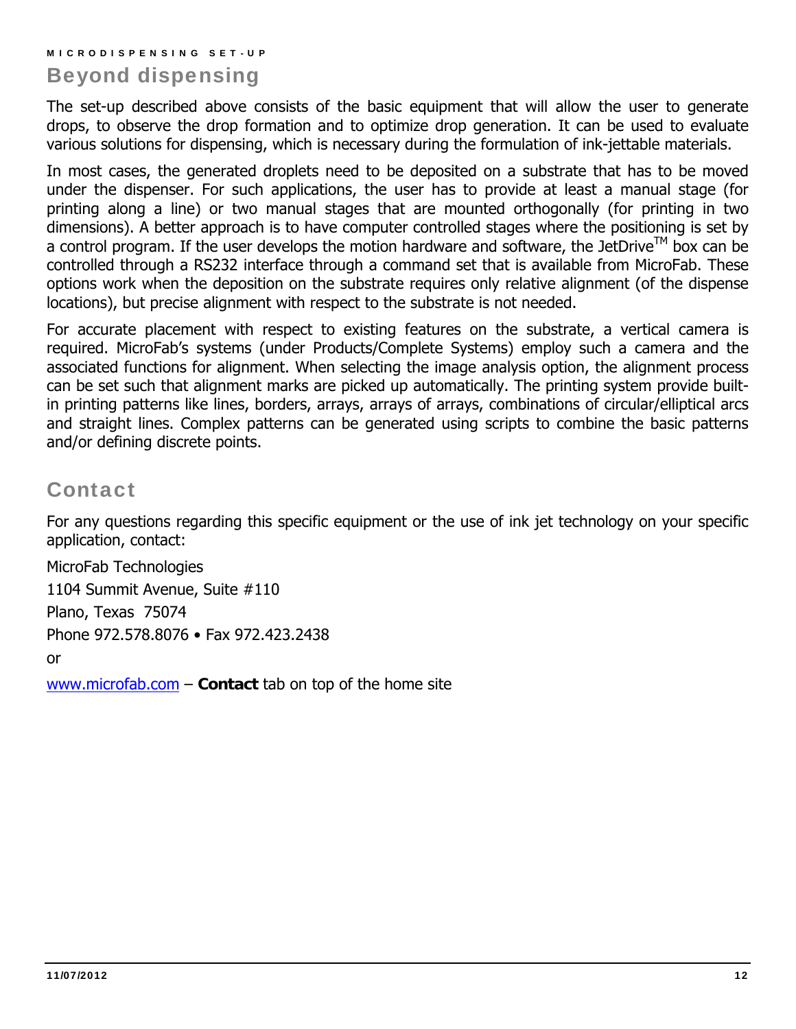## Beyond dispensing

The set-up described above consists of the basic equipment that will allow the user to generate drops, to observe the drop formation and to optimize drop generation. It can be used to evaluate various solutions for dispensing, which is necessary during the formulation of ink-jettable materials.

In most cases, the generated droplets need to be deposited on a substrate that has to be moved under the dispenser. For such applications, the user has to provide at least a manual stage (for printing along a line) or two manual stages that are mounted orthogonally (for printing in two dimensions). A better approach is to have computer controlled stages where the positioning is set by a control program. If the user develops the motion hardware and software, the JetDrive™ box can be controlled through a RS232 interface through a command set that is available from MicroFab. These options work when the deposition on the substrate requires only relative alignment (of the dispense locations), but precise alignment with respect to the substrate is not needed.

For accurate placement with respect to existing features on the substrate, a vertical camera is required. MicroFab's systems (under Products/Complete Systems) employ such a camera and the associated functions for alignment. When selecting the image analysis option, the alignment process can be set such that alignment marks are picked up automatically. The printing system provide built-in printing patterns like lines, borders, arrays, arrays of arrays, combinations of circular/elliptical arcs and straight lines. Complex patterns can be generated using scripts to combine the basic patterns and/or defining discrete points.

## Contact

For any questions regarding this specific equipment or the use of ink jet technology on your specific application, contact:

MicroFab Technologies

1104 Summit Avenue, Suite #110

Plano, Texas 75074

Phone 972.578.8076 • Fax 972.423.2438

or

www.microfab.com – **Contact** tab on top of the home site